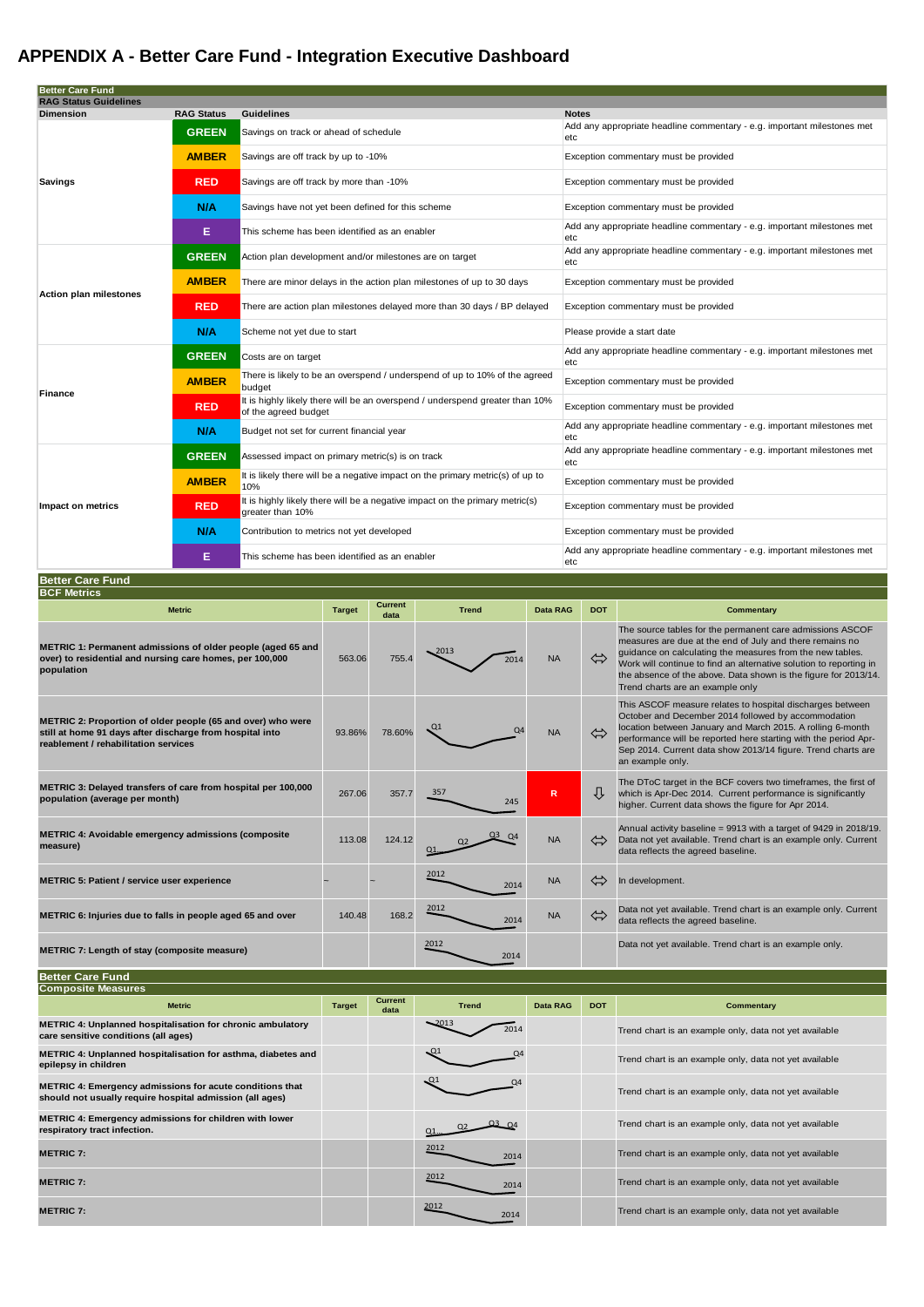# APPENDIX A - Better Care Fund - Integration Executive Dashboard

**Better Care Fund**

**RAG Status Guidelines**

| Dimension | RAG Status | Guidelines | Notes |
|---|---|---|---|
| Savings | GREEN | Savings on track or ahead of schedule | Add any appropriate headline commentary - e.g. important milestones met etc |
| | AMBER | Savings are off track by up to -10% | Exception commentary must be provided |
| | RED | Savings are off track by more than -10% | Exception commentary must be provided |
| | N/A | Savings have not yet been defined for this scheme | Exception commentary must be provided |
| | E | This scheme has been identified as an enabler | Add any appropriate headline commentary - e.g. important milestones met etc |
| Action plan milestones | GREEN | Action plan development and/or milestones are on target | Add any appropriate headline commentary - e.g. important milestones met etc |
| | AMBER | There are minor delays in the action plan milestones of up to 30 days | Exception commentary must be provided |
| | RED | There are action plan milestones delayed more than 30 days / BP delayed | Exception commentary must be provided |
| | N/A | Scheme not yet due to start | Please provide a start date |
| Finance | GREEN | Costs are on target | Add any appropriate headline commentary - e.g. important milestones met etc |
| | AMBER | There is likely to be an overspend / underspend of up to 10% of the agreed budget | Exception commentary must be provided |
| | RED | It is highly likely there will be an overspend / underspend greater than 10% of the agreed budget | Exception commentary must be provided |
| | N/A | Budget not set for current financial year | Add any appropriate headline commentary - e.g. important milestones met etc |
| Impact on metrics | GREEN | Assessed impact on primary metric(s) is on track | Add any appropriate headline commentary - e.g. important milestones met etc |
| | AMBER | It is likely there will be a negative impact on the primary metric(s) of up to 10% | Exception commentary must be provided |
| | RED | It is highly likely there will be a negative impact on the primary metric(s) greater than 10% | Exception commentary must be provided |
| | N/A | Contribution to metrics not yet developed | Exception commentary must be provided |
| | E | This scheme has been identified as an enabler | Add any appropriate headline commentary - e.g. important milestones met etc |

**Better Care Fund**

**BCF Metrics**

| Metric | Target | Current data | Trend | Data RAG | DOT | Commentary |
|---|---|---|---|---|---|---|
| **METRIC 1: Permanent admissions of older people (aged 65 and over) to residential and nursing care homes, per 100,000 population** | 563.06 | 755.4 | 2013 2014 | NA | ⇔ | The source tables for the permanent care admissions ASCOF measures are due at the end of July and there remains no guidance on calculating the measures from the new tables. Work will continue to find an alternative solution to reporting in the absence of the above. Data shown is the figure for 2013/14. Trend charts are an example only |
| **METRIC 2: Proportion of older people (65 and over) who were still at home 91 days after discharge from hospital into reablement / rehabilitation services** | 93.86% | 78.60% | Q1 Q4 | NA | ⇔ | This ASCOF measure relates to hospital discharges between October and December 2014 followed by accommodation location between January and March 2015. A rolling 6-month performance will be reported here starting with the period Apr-Sep 2014. Current data show 2013/14 figure. Trend charts are an example only. |
| **METRIC 3: Delayed transfers of care from hospital per 100,000 population (average per month)** | 267.06 | 357.7 | 357 245 | R | ⇩ | The DToC target in the BCF covers two timeframes, the first of which is Apr-Dec 2014. Current performance is significantly higher. Current data shows the figure for Apr 2014. |
| **METRIC 4: Avoidable emergency admissions (composite measure)** | 113.08 | 124.12 | Q1 Q2 Q3 Q4 | NA | ⇔ | Annual activity baseline = 9913 with a target of 9429 in 2018/19. Data not yet available. Trend chart is an example only. Current data reflects the agreed baseline. |
| **METRIC 5: Patient / service user experience** | ~ | ~ | 2012 2014 | NA | ⇔ | In development. |
| **METRIC 6: Injuries due to falls in people aged 65 and over** | 140.48 | 168.2 | 2012 2014 | NA | ⇔ | Data not yet available. Trend chart is an example only. Current data reflects the agreed baseline. |
| **METRIC 7: Length of stay (composite measure)** | | | 2012 2014 | | | Data not yet available. Trend chart is an example only. |

**Better Care Fund**

**Composite Measures**

| Metric | Target | Current data | Trend | Data RAG | DOT | Commentary |
|---|---|---|---|---|---|---|
| **METRIC 4: Unplanned hospitalisation for chronic ambulatory care sensitive conditions (all ages)** | | | 2013 2014 | | | Trend chart is an example only, data not yet available |
| **METRIC 4: Unplanned hospitalisation for asthma, diabetes and epilepsy in children** | | | Q1 Q4 | | | Trend chart is an example only, data not yet available |
| **METRIC 4: Emergency admissions for acute conditions that should not usually require hospital admission (all ages)** | | | Q1 Q4 | | | Trend chart is an example only, data not yet available |
| **METRIC 4: Emergency admissions for children with lower respiratory tract infection.** | | | Q1 Q2 Q3 Q4 | | | Trend chart is an example only, data not yet available |
| **METRIC 7:** | | | 2012 2014 | | | Trend chart is an example only, data not yet available |
| **METRIC 7:** | | | 2012 2014 | | | Trend chart is an example only, data not yet available |
| **METRIC 7:** | | | 2012 2014 | | | Trend chart is an example only, data not yet available |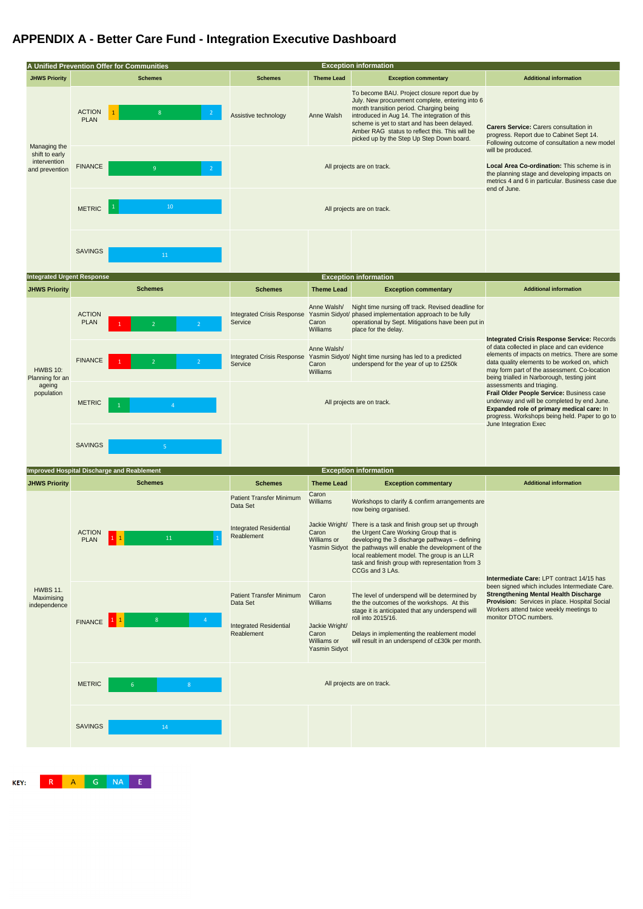# APPENDIX A - Better Care Fund - Integration Executive Dashboard

## A Unified Prevention Offer for Communities

Exception information

| JHWS Priority | Schemes | | Schemes | Theme Lead | Exception commentary | Additional information |
|---|---|---|---|---|---|---|
| Managing the shift to early intervention and prevention | ACTION PLAN | 1 8 2 | Assistive technology | Anne Walsh | To become BAU. Project closure report due by July. New procurement complete, entering into 6 month transition period. Charging being introduced in Aug 14. The integration of this scheme is yet to start and has been delayed. Amber RAG status to reflect this. This will be picked up by the Step Up Step Down board. | **Carers Service:** Carers consultation in progress. Report due to Cabinet Sept 14. Following outcome of consultation a new model will be produced.<br><br>**Local Area Co-ordination:** This scheme is in the planning stage and developing impacts on metrics 4 and 6 in particular. Business case due end of June. |
| | FINANCE | 9 2 | All projects are on track. | | | |
| | METRIC | 1 10 | All projects are on track. | | | |
| | SAVINGS | 11 | | | | |

## Integrated Urgent Response

Exception information

| JHWS Priority | Schemes | | Schemes | Theme Lead | Exception commentary | Additional information |
|---|---|---|---|---|---|---|
| HWBS 10: Planning for an ageing population | ACTION PLAN | 1 2 2 | Integrated Crisis Response Service | Anne Walsh/ Yasmin Sidyot/ Caron Williams | Night time nursing off track. Revised deadline for phased implementation approach to be fully operational by Sept. Mitigations have been put in place for the delay. | **Integrated Crisis Response Service:** Records of data collected in place and can evidence elements of impacts on metrics. There are some data quality elements to be worked on, which may form part of the assessment. Co-location being trialled in Narborough, testing joint assessments and triaging.<br>**Frail Older People Service:** Business case underway and will be completed by end June.<br>**Expanded role of primary medical care:** In progress. Workshops being held. Paper to go to June Integration Exec |
| | FINANCE | 1 2 2 | Integrated Crisis Response Service | Anne Walsh/ Yasmin Sidyot/ Caron Williams | Night time nursing has led to a predicted underspend for the year of up to £250k | |
| | METRIC | 1 4 | All projects are on track. | | | |
| | SAVINGS | 5 | | | | |

## Improved Hospital Discharge and Reablement

Exception information

| JHWS Priority | Schemes | | Schemes | Theme Lead | Exception commentary | Additional information |
|---|---|---|---|---|---|---|
| HWBS 11. Maximising independence | ACTION PLAN | 1 1 11 1 | Patient Transfer Minimum Data Set<br><br>Integrated Residential Reablement | Caron Williams<br><br>Jackie Wright/ Caron Williams or Yasmin Sidyot | Workshops to clarify & confirm arrangements are now being organised.<br><br>There is a task and finish group set up through the Urgent Care Working Group that is developing the 3 discharge pathways – defining the pathways will enable the development of the local reablement model. The group is an LLR task and finish group with representation from 3 CCGs and 3 LAs. | **Intermediate Care:** LPT contract 14/15 has been signed which includes Intermediate Care.<br>**Strengthening Mental Health Discharge Provision:** Services in place. Hospital Social Workers attend twice weekly meetings to monitor DTOC numbers. |
| | FINANCE | 1 1 8 4 | Patient Transfer Minimum Data Set<br><br>Integrated Residential Reablement | Caron Williams<br><br>Jackie Wright/ Caron Williams or Yasmin Sidyot | The level of underspend will be determined by the the outcomes of the workshops. At this stage it is anticipated that any underspend will roll into 2015/16.<br><br>Delays in implementing the reablement model will result in an underspend of c£30k per month. | |
| | METRIC | 6 8 | All projects are on track. | | | |
| | SAVINGS | 14 | | | | |

KEY: R A G NA E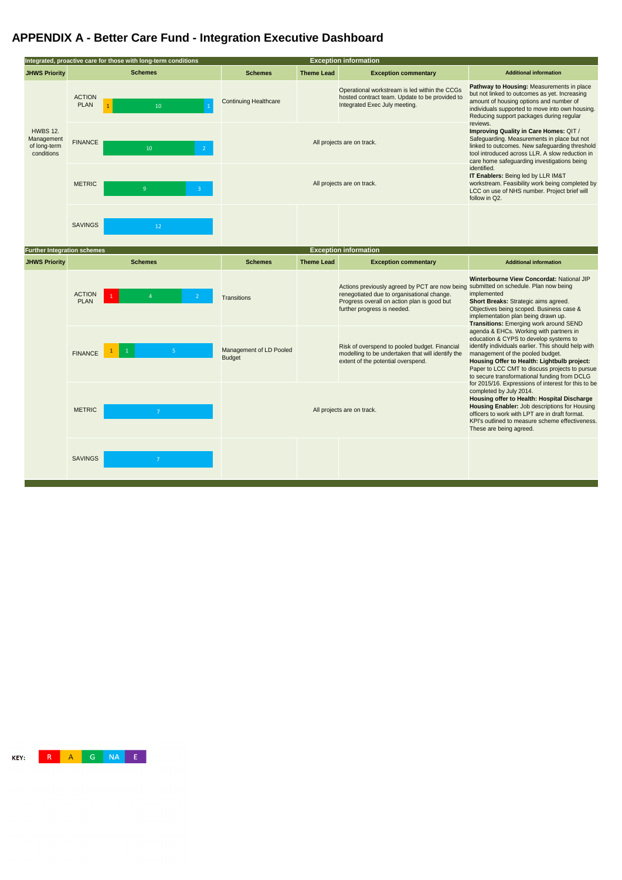# APPENDIX A - Better Care Fund - Integration Executive Dashboard

**Integrated, proactive care for those with long-term conditions** — **Exception information**

| JHWS Priority | Schemes | | Schemes | Theme Lead | Exception commentary | Additional information |
|---|---|---|---|---|---|---|
| HWBS 12. Management of long-term conditions | ACTION PLAN | 1 10 1 | Continuing Healthcare | | Operational workstream is led within the CCGs hosted contract team. Update to be provided to Integrated Exec July meeting. | **Pathway to Housing:** Measurements in place but not linked to outcomes as yet. Increasing amount of housing options and number of individuals supported to move into own housing. Reducing support packages during regular reviews. **Improving Quality in Care Homes:** QIT / Safeguarding. Measurements in place but not linked to outcomes. New safeguarding threshold tool introduced across LLR. A slow reduction in care home safeguarding investigations being identified. **IT Enablers:** Being led by LLR IM&T workstream. Feasibility work being completed by LCC on use of NHS number. Project brief will follow in Q2. |
| | FINANCE | 10 2 | All projects are on track. | | | |
| | METRIC | 9 3 | All projects are on track. | | | |
| | SAVINGS | 12 | | | | |

**Further Integration schemes** — **Exception information**

| JHWS Priority | Schemes | | Schemes | Theme Lead | Exception commentary | Additional information |
|---|---|---|---|---|---|---|
| | ACTION PLAN | 1 4 2 | Transitions | | Actions previously agreed by PCT are now being renegotiated due to organisational change. Progress overall on action plan is good but further progress is needed. | **Winterbourne View Concordat:** National JIP submitted on schedule. Plan now being implemented **Short Breaks:** Strategic aims agreed. Objectives being scoped. Business case & implementation plan being drawn up. **Transitions:** Emerging work around SEND agenda & EHCs. Working with partners in education & CYPS to develop systems to identify individuals earlier. This should help with management of the pooled budget. **Housing Offer to Health: Lightbulb project:** Paper to LCC CMT to discuss projects to pursue to secure transformational funding from DCLG for 2015/16. Expressions of interest for this to be completed by July 2014. **Housing offer to Health: Hospital Discharge** **Housing Enabler:** Job descriptions for Housing officers to work with LPT are in draft format. KPI's outlined to measure scheme effectiveness. These are being agreed. |
| | FINANCE | 1 1 5 | Management of LD Pooled Budget | | Risk of overspend to pooled budget. Financial modelling to be undertaken that will identify the extent of the potential overspend. | |
| | METRIC | 7 | All projects are on track. | | | |
| | SAVINGS | 7 | | | | |

KEY: R A G NA E